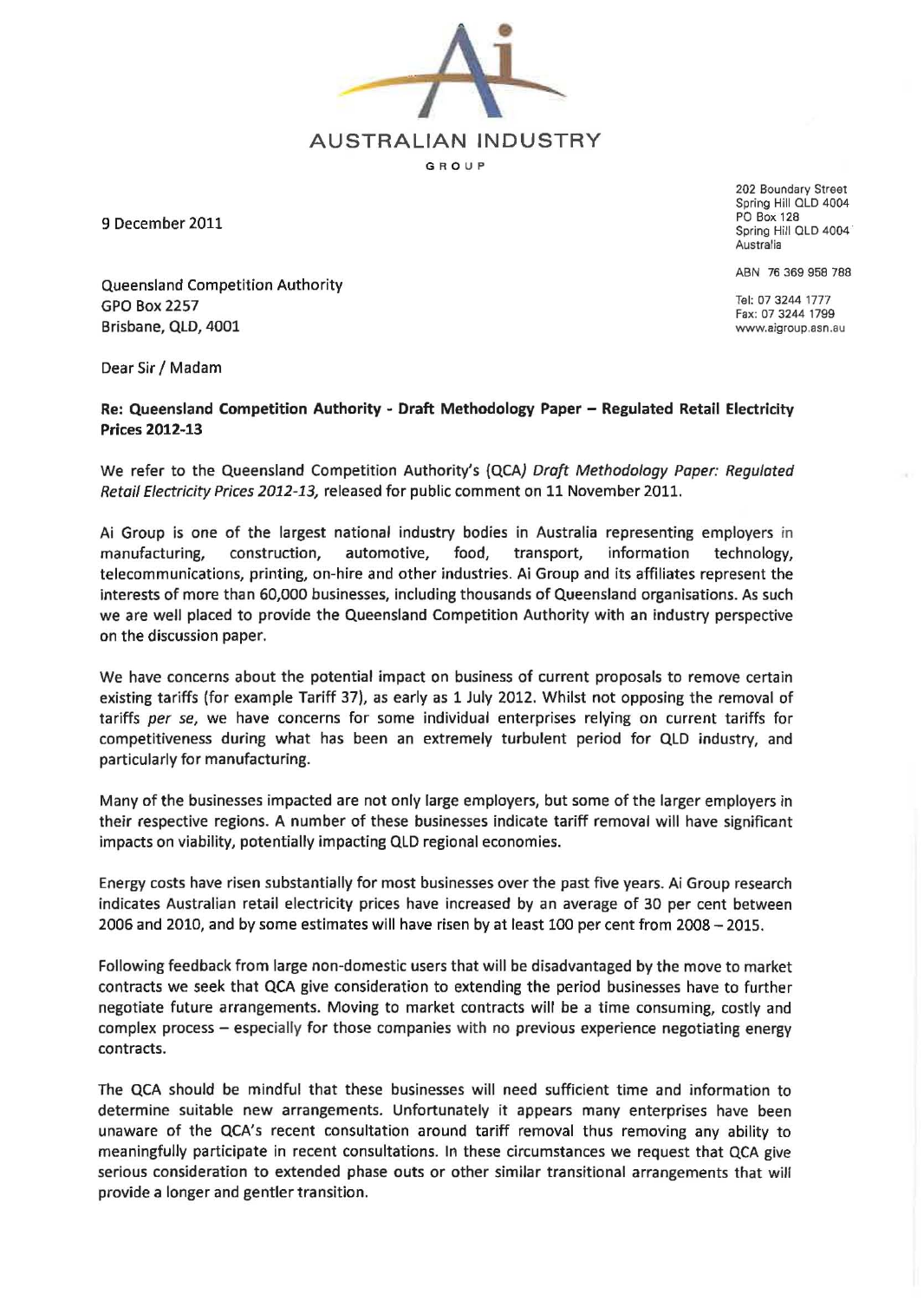AUSTRALIAN INDUSTRY

GROUP

202 Boundary Street
Spring Hill QLD 4004
PO Box 128
Spring Hill QLD 4004
Australia

ABN 76 369 958 788

Tel: 07 3244 1777
Fax: 07 3244 1799
www.aigroup.asn.au

9 December 2011

Queensland Competition Authority
GPO Box 2257
Brisbane, QLD, 4001

Dear Sir / Madam

**Re: Queensland Competition Authority - Draft Methodology Paper – Regulated Retail Electricity Prices 2012-13**

We refer to the Queensland Competition Authority's (QCA*) Draft Methodology Paper: Regulated Retail Electricity Prices 2012-13,* released for public comment on 11 November 2011.

Ai Group is one of the largest national industry bodies in Australia representing employers in manufacturing, construction, automotive, food, transport, information technology, telecommunications, printing, on-hire and other industries. Ai Group and its affiliates represent the interests of more than 60,000 businesses, including thousands of Queensland organisations. As such we are well placed to provide the Queensland Competition Authority with an industry perspective on the discussion paper.

We have concerns about the potential impact on business of current proposals to remove certain existing tariffs (for example Tariff 37), as early as 1 July 2012. Whilst not opposing the removal of tariffs *per se*, we have concerns for some individual enterprises relying on current tariffs for competitiveness during what has been an extremely turbulent period for QLD industry, and particularly for manufacturing.

Many of the businesses impacted are not only large employers, but some of the larger employers in their respective regions. A number of these businesses indicate tariff removal will have significant impacts on viability, potentially impacting QLD regional economies.

Energy costs have risen substantially for most businesses over the past five years. Ai Group research indicates Australian retail electricity prices have increased by an average of 30 per cent between 2006 and 2010, and by some estimates will have risen by at least 100 per cent from 2008 – 2015.

Following feedback from large non-domestic users that will be disadvantaged by the move to market contracts we seek that QCA give consideration to extending the period businesses have to further negotiate future arrangements. Moving to market contracts will be a time consuming, costly and complex process – especially for those companies with no previous experience negotiating energy contracts.

The QCA should be mindful that these businesses will need sufficient time and information to determine suitable new arrangements. Unfortunately it appears many enterprises have been unaware of the QCA's recent consultation around tariff removal thus removing any ability to meaningfully participate in recent consultations. In these circumstances we request that QCA give serious consideration to extended phase outs or other similar transitional arrangements that will provide a longer and gentler transition.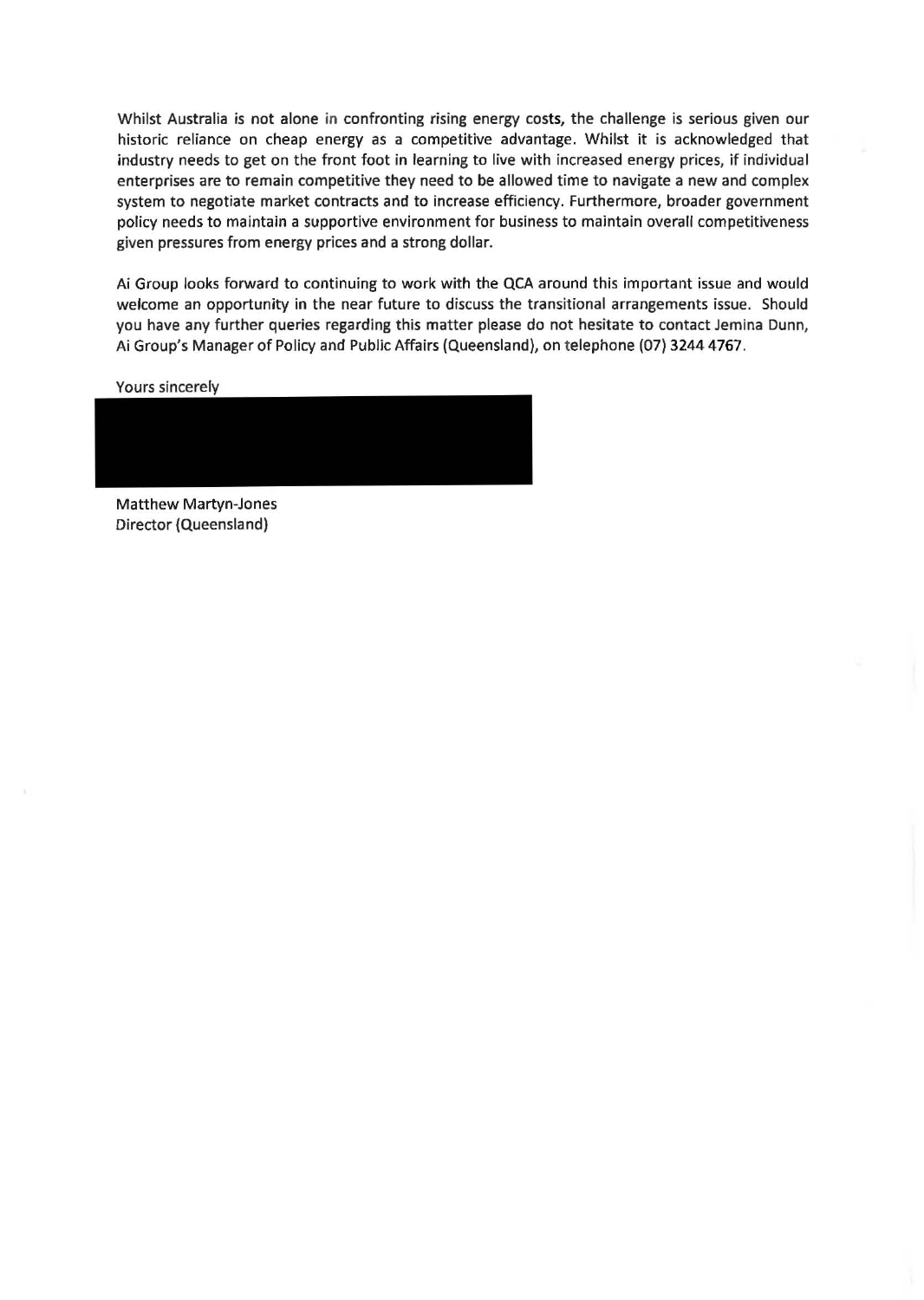Whilst Australia is not alone in confronting rising energy costs, the challenge is serious given our historic reliance on cheap energy as a competitive advantage. Whilst it is acknowledged that industry needs to get on the front foot in learning to live with increased energy prices, if individual enterprises are to remain competitive they need to be allowed time to navigate a new and complex system to negotiate market contracts and to increase efficiency. Furthermore, broader government policy needs to maintain a supportive environment for business to maintain overall competitiveness given pressures from energy prices and a strong dollar.

Ai Group looks forward to continuing to work with the QCA around this important issue and would welcome an opportunity in the near future to discuss the transitional arrangements issue. Should you have any further queries regarding this matter please do not hesitate to contact Jemina Dunn, Ai Group's Manager of Policy and Public Affairs (Queensland), on telephone (07) 3244 4767.

Yours sincerely

Matthew Martyn-Jones
Director (Queensland)